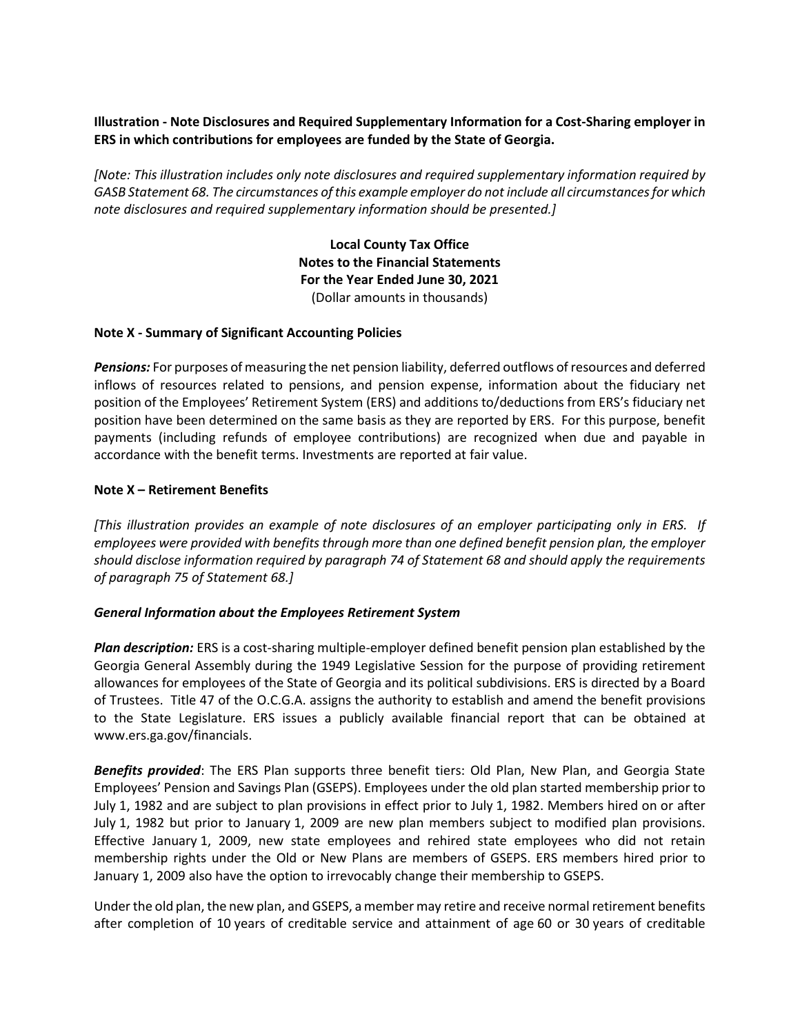**Illustration - Note Disclosures and Required Supplementary Information for a Cost-Sharing employer in ERS in which contributions for employees are funded by the State of Georgia.**

*[Note: This illustration includes only note disclosures and required supplementary information required by GASB Statement 68. The circumstances of this example employer do not include all circumstances for which note disclosures and required supplementary information should be presented.]*

**Local County Tax Office**
**Notes to the Financial Statements**
**For the Year Ended June 30, 2021**
(Dollar amounts in thousands)

**Note X - Summary of Significant Accounting Policies**

***Pensions:*** For purposes of measuring the net pension liability, deferred outflows of resources and deferred inflows of resources related to pensions, and pension expense, information about the fiduciary net position of the Employees' Retirement System (ERS) and additions to/deductions from ERS's fiduciary net position have been determined on the same basis as they are reported by ERS. For this purpose, benefit payments (including refunds of employee contributions) are recognized when due and payable in accordance with the benefit terms. Investments are reported at fair value.

**Note X – Retirement Benefits**

*[This illustration provides an example of note disclosures of an employer participating only in ERS. If employees were provided with benefits through more than one defined benefit pension plan, the employer should disclose information required by paragraph 74 of Statement 68 and should apply the requirements of paragraph 75 of Statement 68.]*

***General Information about the Employees Retirement System***

***Plan description:*** ERS is a cost-sharing multiple-employer defined benefit pension plan established by the Georgia General Assembly during the 1949 Legislative Session for the purpose of providing retirement allowances for employees of the State of Georgia and its political subdivisions. ERS is directed by a Board of Trustees. Title 47 of the O.C.G.A. assigns the authority to establish and amend the benefit provisions to the State Legislature. ERS issues a publicly available financial report that can be obtained at www.ers.ga.gov/financials.

***Benefits provided***: The ERS Plan supports three benefit tiers: Old Plan, New Plan, and Georgia State Employees' Pension and Savings Plan (GSEPS). Employees under the old plan started membership prior to July 1, 1982 and are subject to plan provisions in effect prior to July 1, 1982. Members hired on or after July 1, 1982 but prior to January 1, 2009 are new plan members subject to modified plan provisions. Effective January 1, 2009, new state employees and rehired state employees who did not retain membership rights under the Old or New Plans are members of GSEPS. ERS members hired prior to January 1, 2009 also have the option to irrevocably change their membership to GSEPS.

Under the old plan, the new plan, and GSEPS, a member may retire and receive normal retirement benefits after completion of 10 years of creditable service and attainment of age 60 or 30 years of creditable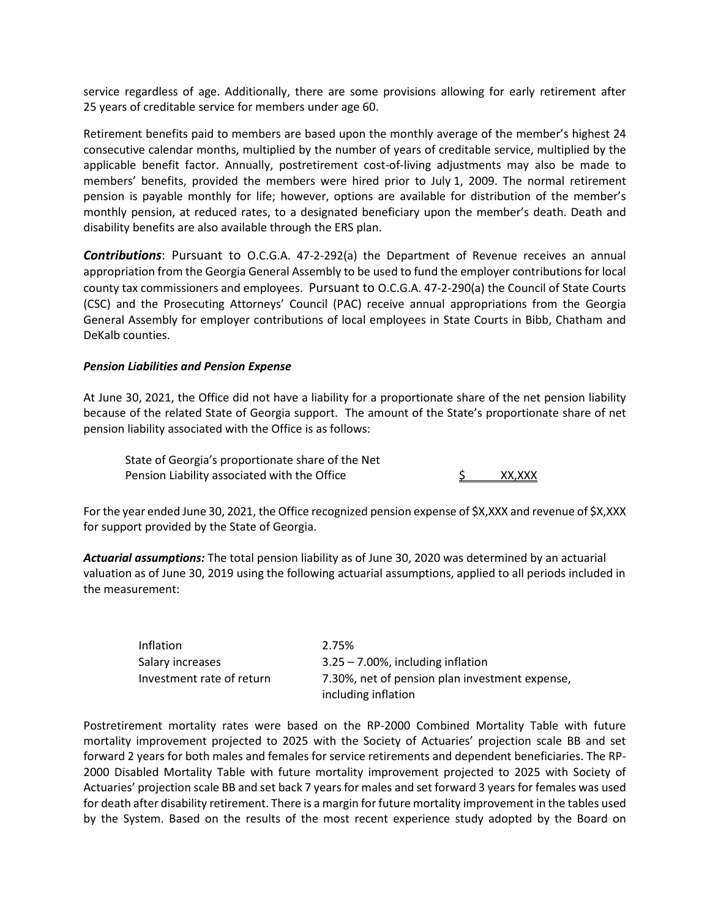service regardless of age. Additionally, there are some provisions allowing for early retirement after 25 years of creditable service for members under age 60.

Retirement benefits paid to members are based upon the monthly average of the member's highest 24 consecutive calendar months, multiplied by the number of years of creditable service, multiplied by the applicable benefit factor. Annually, postretirement cost-of-living adjustments may also be made to members' benefits, provided the members were hired prior to July 1, 2009. The normal retirement pension is payable monthly for life; however, options are available for distribution of the member's monthly pension, at reduced rates, to a designated beneficiary upon the member's death. Death and disability benefits are also available through the ERS plan.

***Contributions***: Pursuant to O.C.G.A. 47-2-292(a) the Department of Revenue receives an annual appropriation from the Georgia General Assembly to be used to fund the employer contributions for local county tax commissioners and employees. Pursuant to O.C.G.A. 47-2-290(a) the Council of State Courts (CSC) and the Prosecuting Attorneys' Council (PAC) receive annual appropriations from the Georgia General Assembly for employer contributions of local employees in State Courts in Bibb, Chatham and DeKalb counties.

***Pension Liabilities and Pension Expense***

At June 30, 2021, the Office did not have a liability for a proportionate share of the net pension liability because of the related State of Georgia support. The amount of the State's proportionate share of net pension liability associated with the Office is as follows:

| | |
|---|---|
| State of Georgia's proportionate share of the Net Pension Liability associated with the Office | $ XX,XXX |

For the year ended June 30, 2021, the Office recognized pension expense of $X,XXX and revenue of $X,XXX for support provided by the State of Georgia.

***Actuarial assumptions:*** The total pension liability as of June 30, 2020 was determined by an actuarial valuation as of June 30, 2019 using the following actuarial assumptions, applied to all periods included in the measurement:

| | |
|---|---|
| Inflation | 2.75% |
| Salary increases | 3.25 – 7.00%, including inflation |
| Investment rate of return | 7.30%, net of pension plan investment expense, including inflation |

Postretirement mortality rates were based on the RP-2000 Combined Mortality Table with future mortality improvement projected to 2025 with the Society of Actuaries' projection scale BB and set forward 2 years for both males and females for service retirements and dependent beneficiaries. The RP-2000 Disabled Mortality Table with future mortality improvement projected to 2025 with Society of Actuaries' projection scale BB and set back 7 years for males and set forward 3 years for females was used for death after disability retirement. There is a margin for future mortality improvement in the tables used by the System. Based on the results of the most recent experience study adopted by the Board on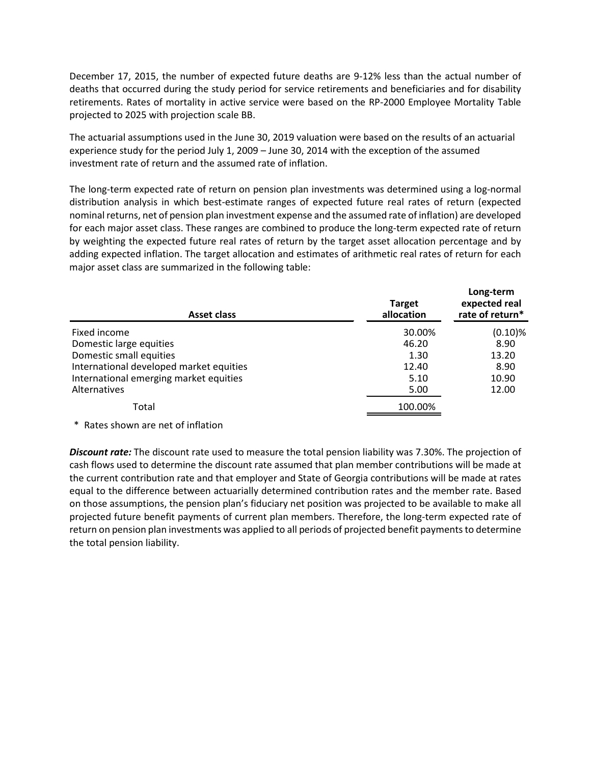December 17, 2015, the number of expected future deaths are 9-12% less than the actual number of deaths that occurred during the study period for service retirements and beneficiaries and for disability retirements. Rates of mortality in active service were based on the RP-2000 Employee Mortality Table projected to 2025 with projection scale BB.

The actuarial assumptions used in the June 30, 2019 valuation were based on the results of an actuarial experience study for the period July 1, 2009 – June 30, 2014 with the exception of the assumed investment rate of return and the assumed rate of inflation.

The long-term expected rate of return on pension plan investments was determined using a log-normal distribution analysis in which best-estimate ranges of expected future real rates of return (expected nominal returns, net of pension plan investment expense and the assumed rate of inflation) are developed for each major asset class. These ranges are combined to produce the long-term expected rate of return by weighting the expected future real rates of return by the target asset allocation percentage and by adding expected inflation. The target allocation and estimates of arithmetic real rates of return for each major asset class are summarized in the following table:

| Asset class | Target allocation | Long-term expected real rate of return* |
|---|---|---|
| Fixed income | 30.00% | (0.10)% |
| Domestic large equities | 46.20 | 8.90 |
| Domestic small equities | 1.30 | 13.20 |
| International developed market equities | 12.40 | 8.90 |
| International emerging market equities | 5.10 | 10.90 |
| Alternatives | 5.00 | 12.00 |
| Total | 100.00% | |

\* Rates shown are net of inflation

***Discount rate:*** The discount rate used to measure the total pension liability was 7.30%. The projection of cash flows used to determine the discount rate assumed that plan member contributions will be made at the current contribution rate and that employer and State of Georgia contributions will be made at rates equal to the difference between actuarially determined contribution rates and the member rate. Based on those assumptions, the pension plan's fiduciary net position was projected to be available to make all projected future benefit payments of current plan members. Therefore, the long-term expected rate of return on pension plan investments was applied to all periods of projected benefit payments to determine the total pension liability.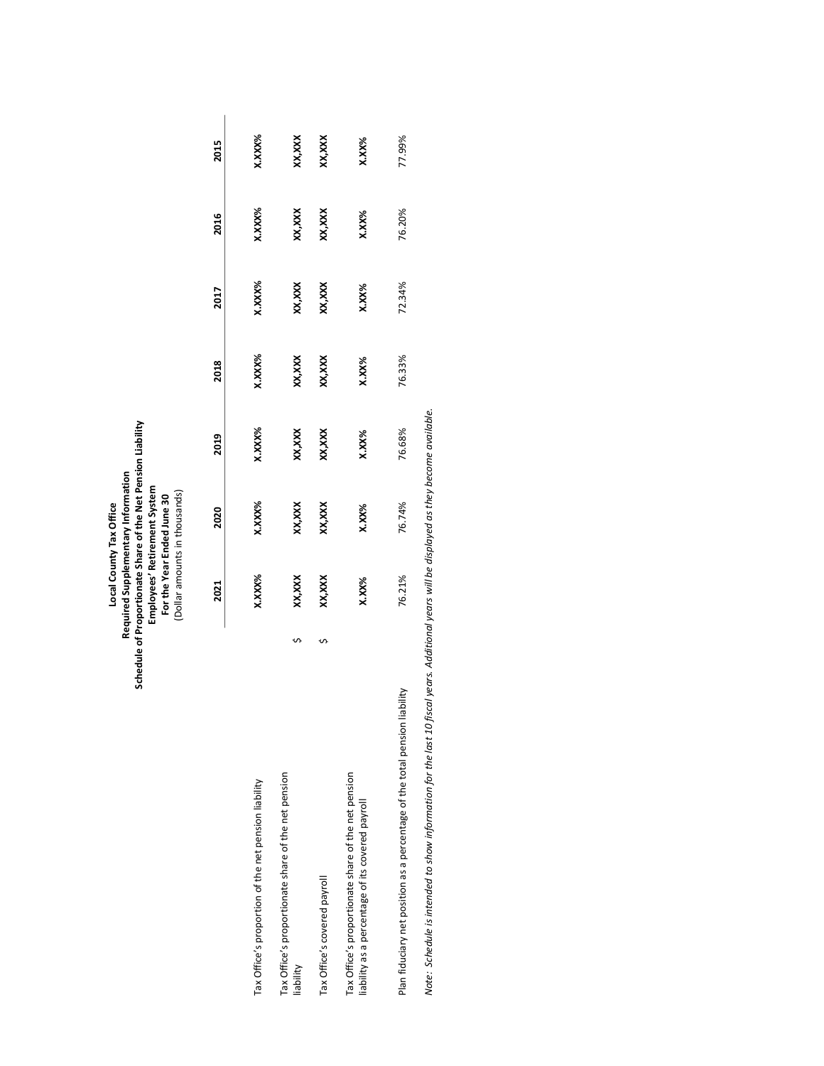**Local County Tax Office**
**Required Supplementary Information**
**Schedule of Proportionate Share of the Net Pension Liability**
**Employees' Retirement System**
**For the Year Ended June 30**
(Dollar amounts in thousands)

| | 2021 | 2020 | 2019 | 2018 | 2017 | 2016 | 2015 |
|---|---|---|---|---|---|---|---|
| Tax Office's proportion of the net pension liability | **X.XXX%** | **X.XXX%** | **X.XXX%** | **X.XXX%** | **X.XXX%** | **X.XXX%** | **X.XXX%** |
| Tax Office's proportionate share of the net pension liability | $ **XX,XXX** | **XX,XXX** | **XX,XXX** | **XX,XXX** | **XX,XXX** | **XX,XXX** | **XX,XXX** |
| Tax Office's covered payroll | $ **XX,XXX** | **XX,XXX** | **XX,XXX** | **XX,XXX** | **XX,XXX** | **XX,XXX** | **XX,XXX** |
| Tax Office's proportionate share of the net pension liability as a percentage of its covered payroll | **X.XX%** | **X.XX%** | **X.XX%** | **X.XX%** | **X.XX%** | **X.XX%** | **X.XX%** |
| Plan fiduciary net position as a percentage of the total pension liability | 76.21% | 76.74% | 76.68% | 76.33% | 72.34% | 76.20% | 77.99% |

*Note: Schedule is intended to show information for the last 10 fiscal years. Additional years will be displayed as they become available.*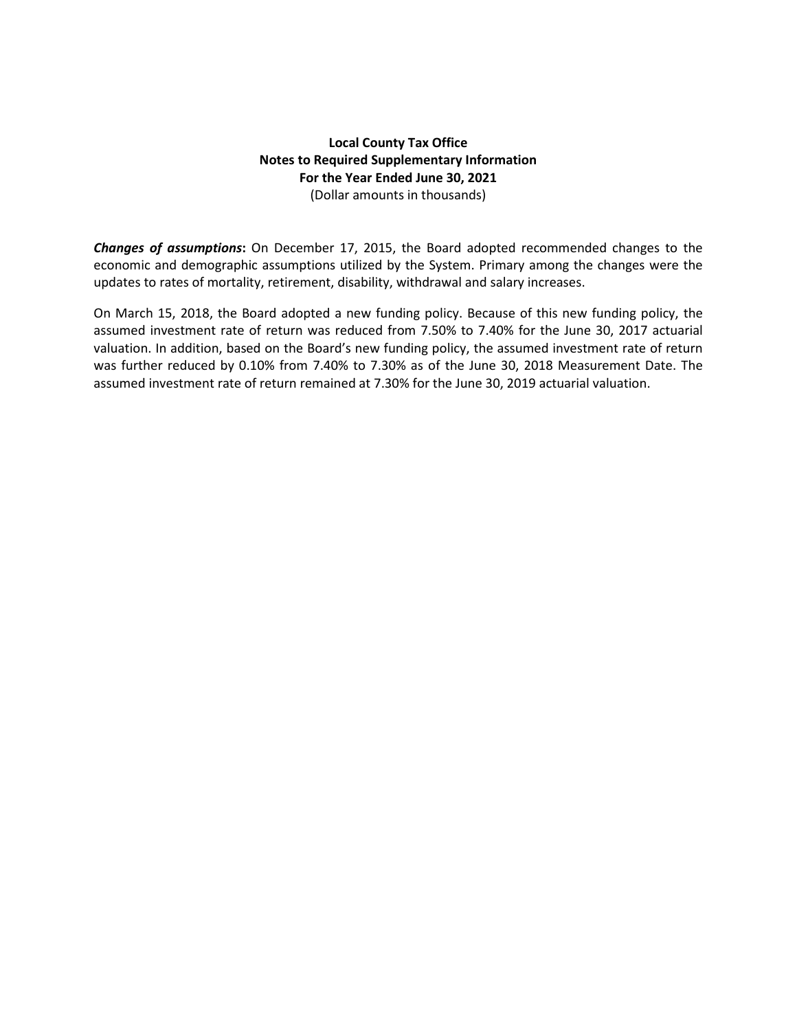**Local County Tax Office**
**Notes to Required Supplementary Information**
**For the Year Ended June 30, 2021**
(Dollar amounts in thousands)

***Changes of assumptions*:** On December 17, 2015, the Board adopted recommended changes to the economic and demographic assumptions utilized by the System. Primary among the changes were the updates to rates of mortality, retirement, disability, withdrawal and salary increases.

On March 15, 2018, the Board adopted a new funding policy. Because of this new funding policy, the assumed investment rate of return was reduced from 7.50% to 7.40% for the June 30, 2017 actuarial valuation. In addition, based on the Board's new funding policy, the assumed investment rate of return was further reduced by 0.10% from 7.40% to 7.30% as of the June 30, 2018 Measurement Date. The assumed investment rate of return remained at 7.30% for the June 30, 2019 actuarial valuation.